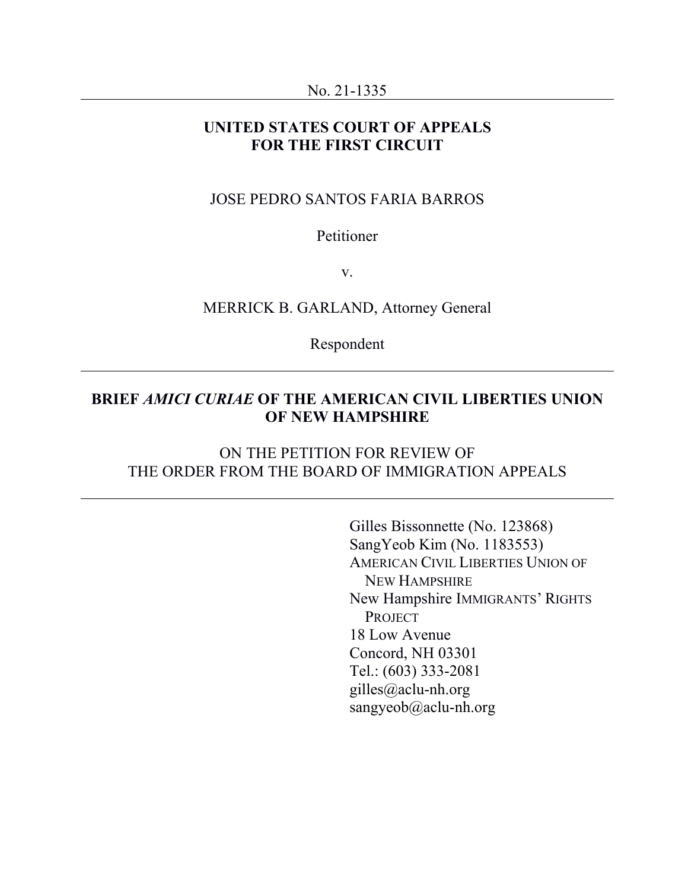No. 21-1335

---

**UNITED STATES COURT OF APPEALS**
**FOR THE FIRST CIRCUIT**

JOSE PEDRO SANTOS FARIA BARROS

Petitioner

v.

MERRICK B. GARLAND, Attorney General

Respondent

---

**BRIEF *AMICI CURIAE* OF THE AMERICAN CIVIL LIBERTIES UNION OF NEW HAMPSHIRE**

ON THE PETITION FOR REVIEW OF
THE ORDER FROM THE BOARD OF IMMIGRATION APPEALS

---

Gilles Bissonnette (No. 123868)
SangYeob Kim (No. 1183553)
AMERICAN CIVIL LIBERTIES UNION OF NEW HAMPSHIRE
New Hampshire IMMIGRANTS' RIGHTS PROJECT
18 Low Avenue
Concord, NH 03301
Tel.: (603) 333-2081
gilles@aclu-nh.org
sangyeob@aclu-nh.org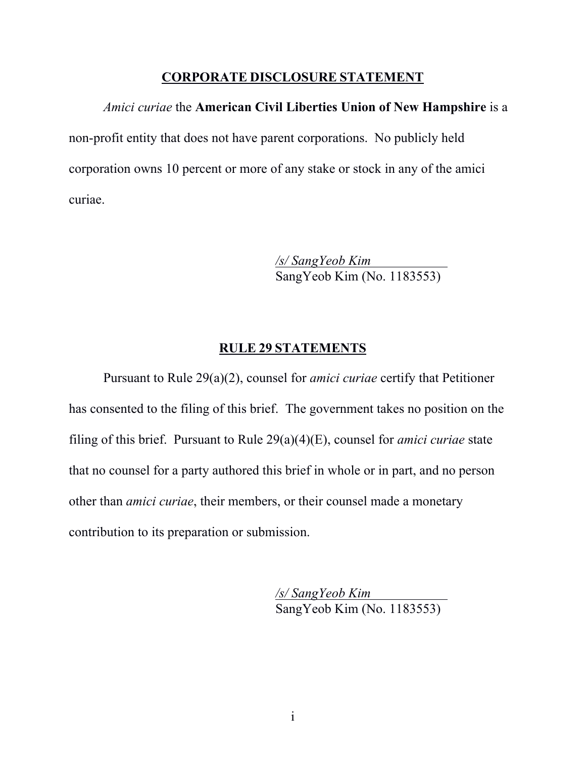## CORPORATE DISCLOSURE STATEMENT

*Amici curiae* the **American Civil Liberties Union of New Hampshire** is a non-profit entity that does not have parent corporations. No publicly held corporation owns 10 percent or more of any stake or stock in any of the amici curiae.

*/s/ SangYeob Kim*
SangYeob Kim (No. 1183553)

## RULE 29 STATEMENTS

Pursuant to Rule 29(a)(2), counsel for *amici curiae* certify that Petitioner has consented to the filing of this brief. The government takes no position on the filing of this brief. Pursuant to Rule 29(a)(4)(E), counsel for *amici curiae* state that no counsel for a party authored this brief in whole or in part, and no person other than *amici curiae*, their members, or their counsel made a monetary contribution to its preparation or submission.

*/s/ SangYeob Kim*
SangYeob Kim (No. 1183553)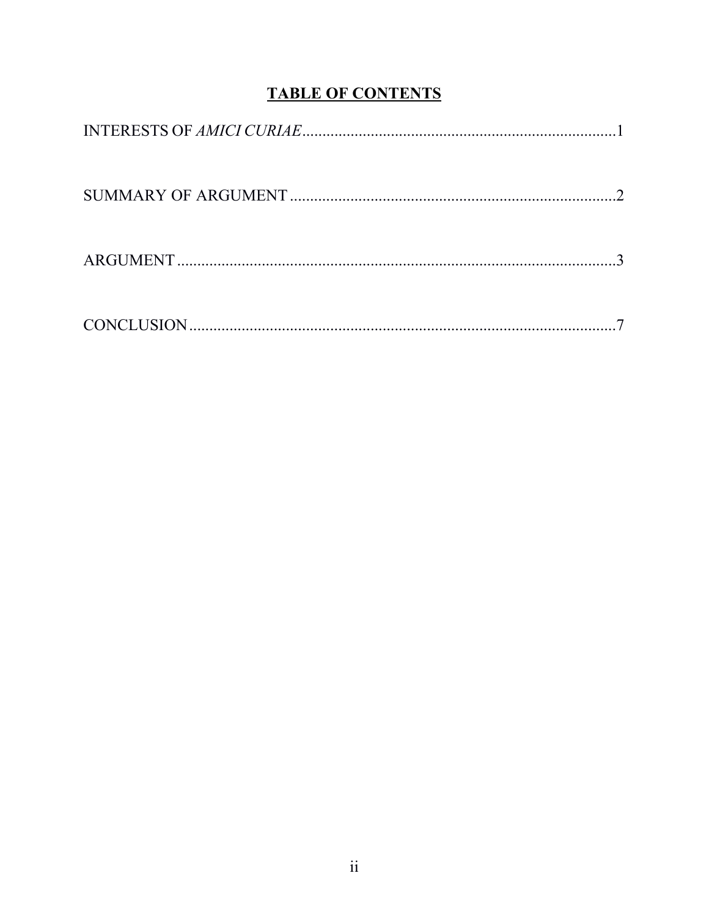# TABLE OF CONTENTS

INTERESTS OF *AMICI CURIAE*..............................................................................1

SUMMARY OF ARGUMENT ................................................................................2

ARGUMENT ............................................................................................................3

CONCLUSION.........................................................................................................7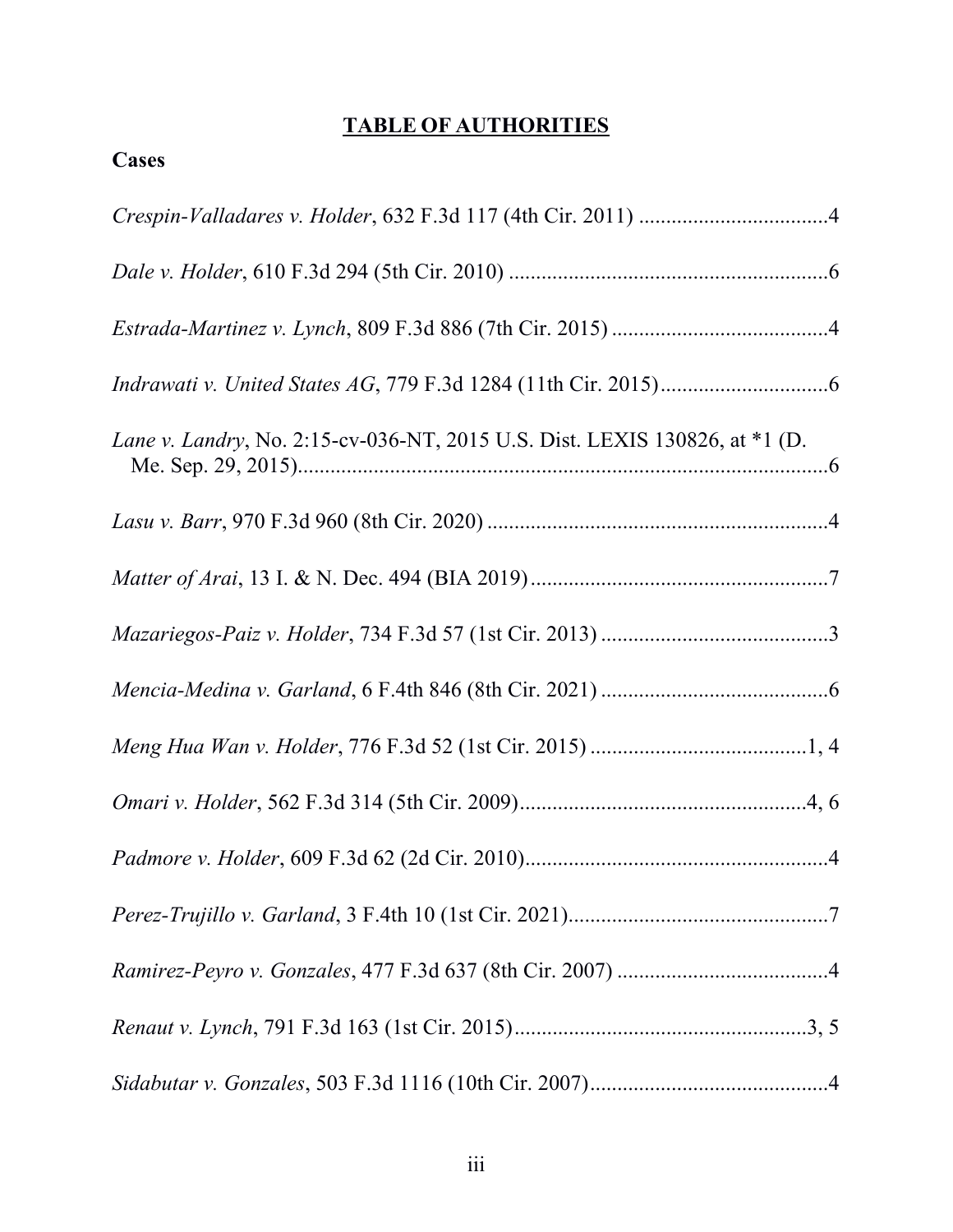## TABLE OF AUTHORITIES

### Cases

*Crespin-Valladares v. Holder*, 632 F.3d 117 (4th Cir. 2011) ....................................4

*Dale v. Holder*, 610 F.3d 294 (5th Cir. 2010) ............................................................6

*Estrada-Martinez v. Lynch*, 809 F.3d 886 (7th Cir. 2015) .........................................4

*Indrawati v. United States AG*, 779 F.3d 1284 (11th Cir. 2015)................................6

*Lane v. Landry*, No. 2:15-cv-036-NT, 2015 U.S. Dist. LEXIS 130826, at *1 (D. Me. Sep. 29, 2015)....................................................................................................6

*Lasu v. Barr*, 970 F.3d 960 (8th Cir. 2020) ................................................................4

*Matter of Arai*, 13 I. & N. Dec. 494 (BIA 2019).......................................................7

*Mazariegos-Paiz v. Holder*, 734 F.3d 57 (1st Cir. 2013) ...........................................3

*Mencia-Medina v. Garland*, 6 F.4th 846 (8th Cir. 2021) ...........................................6

*Meng Hua Wan v. Holder*, 776 F.3d 52 (1st Cir. 2015) .........................................1, 4

*Omari v. Holder*, 562 F.3d 314 (5th Cir. 2009)......................................................4, 6

*Padmore v. Holder*, 609 F.3d 62 (2d Cir. 2010).........................................................4

*Perez-Trujillo v. Garland*, 3 F.4th 10 (1st Cir. 2021).................................................7

*Ramirez-Peyro v. Gonzales*, 477 F.3d 637 (8th Cir. 2007) ........................................4

*Renaut v. Lynch*, 791 F.3d 163 (1st Cir. 2015)......................................................3, 5

*Sidabutar v. Gonzales*, 503 F.3d 1116 (10th Cir. 2007).............................................4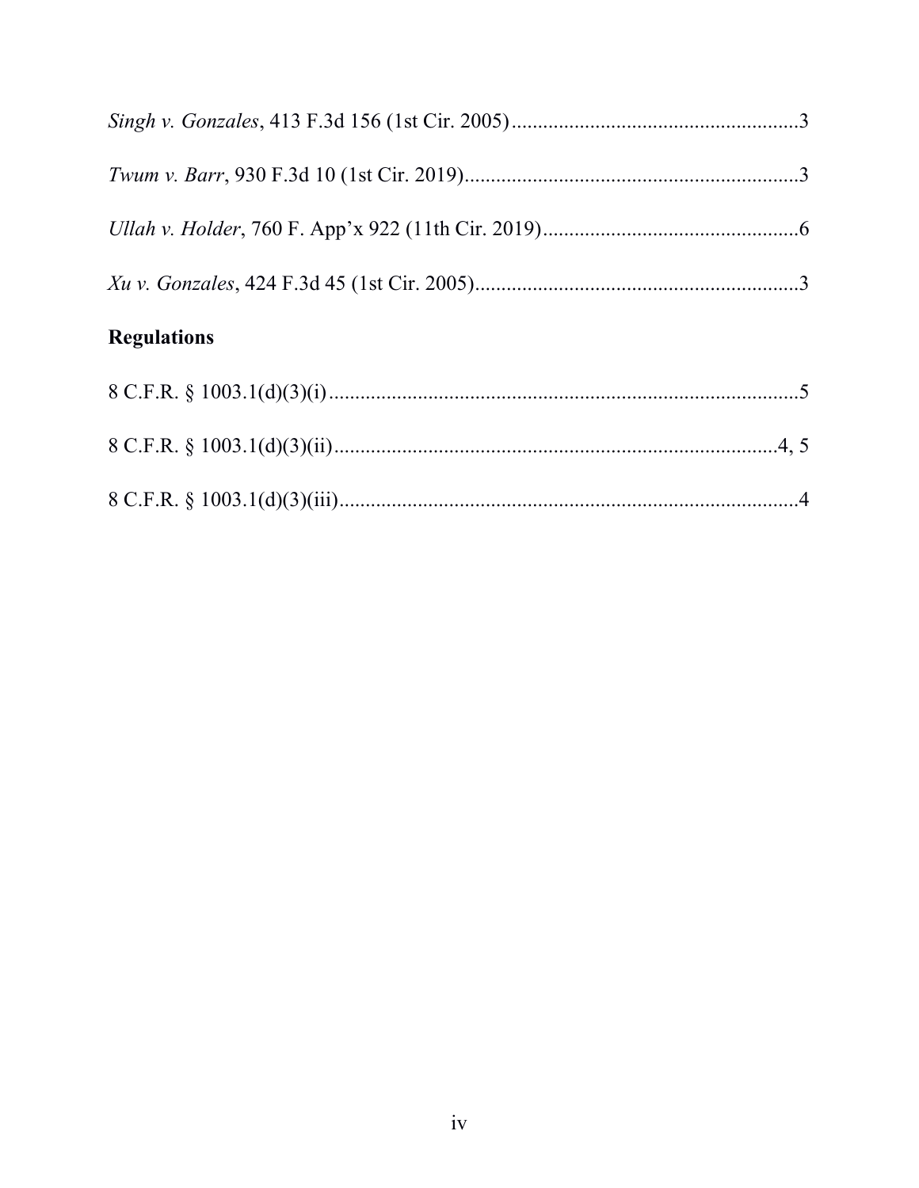*Singh v. Gonzales*, 413 F.3d 156 (1st Cir. 2005) ........................................................3

*Twum v. Barr*, 930 F.3d 10 (1st Cir. 2019) ..................................................................3

*Ullah v. Holder*, 760 F. App'x 922 (11th Cir. 2019) ..................................................6

*Xu v. Gonzales*, 424 F.3d 45 (1st Cir. 2005) ...............................................................3

## Regulations

8 C.F.R. § 1003.1(d)(3)(i) ...........................................................................................5

8 C.F.R. § 1003.1(d)(3)(ii) ......................................................................................4, 5

8 C.F.R. § 1003.1(d)(3)(iii) .........................................................................................4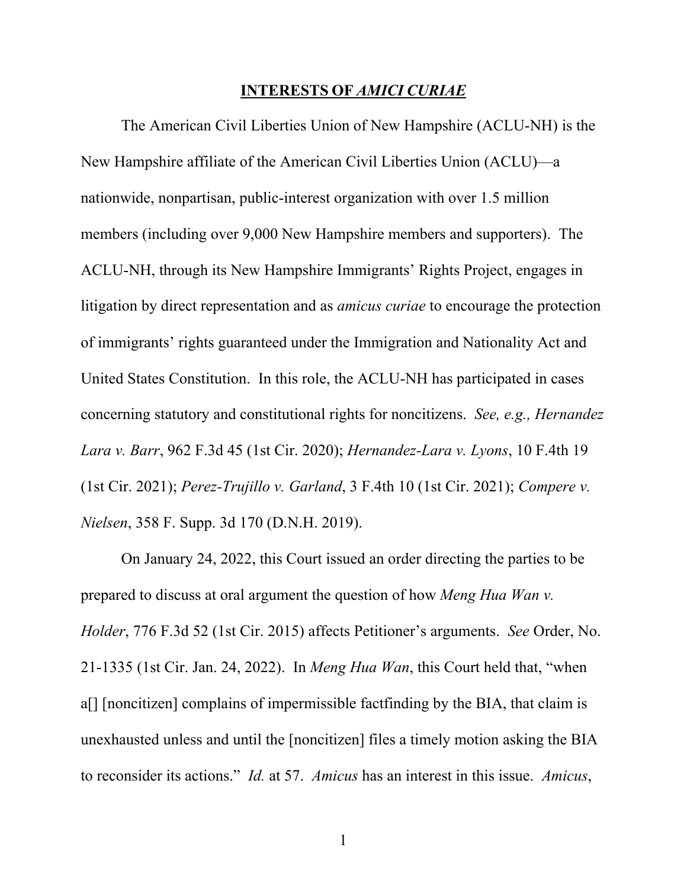## **INTERESTS OF *AMICI CURIAE***

The American Civil Liberties Union of New Hampshire (ACLU-NH) is the New Hampshire affiliate of the American Civil Liberties Union (ACLU)—a nationwide, nonpartisan, public-interest organization with over 1.5 million members (including over 9,000 New Hampshire members and supporters). The ACLU-NH, through its New Hampshire Immigrants' Rights Project, engages in litigation by direct representation and as *amicus curiae* to encourage the protection of immigrants' rights guaranteed under the Immigration and Nationality Act and United States Constitution. In this role, the ACLU-NH has participated in cases concerning statutory and constitutional rights for noncitizens. *See, e.g., Hernandez Lara v. Barr*, 962 F.3d 45 (1st Cir. 2020); *Hernandez-Lara v. Lyons*, 10 F.4th 19 (1st Cir. 2021); *Perez-Trujillo v. Garland*, 3 F.4th 10 (1st Cir. 2021); *Compere v. Nielsen*, 358 F. Supp. 3d 170 (D.N.H. 2019).

On January 24, 2022, this Court issued an order directing the parties to be prepared to discuss at oral argument the question of how *Meng Hua Wan v. Holder*, 776 F.3d 52 (1st Cir. 2015) affects Petitioner's arguments. *See* Order, No. 21-1335 (1st Cir. Jan. 24, 2022). In *Meng Hua Wan*, this Court held that, "when a[] [noncitizen] complains of impermissible factfinding by the BIA, that claim is unexhausted unless and until the [noncitizen] files a timely motion asking the BIA to reconsider its actions." *Id.* at 57. *Amicus* has an interest in this issue. *Amicus*,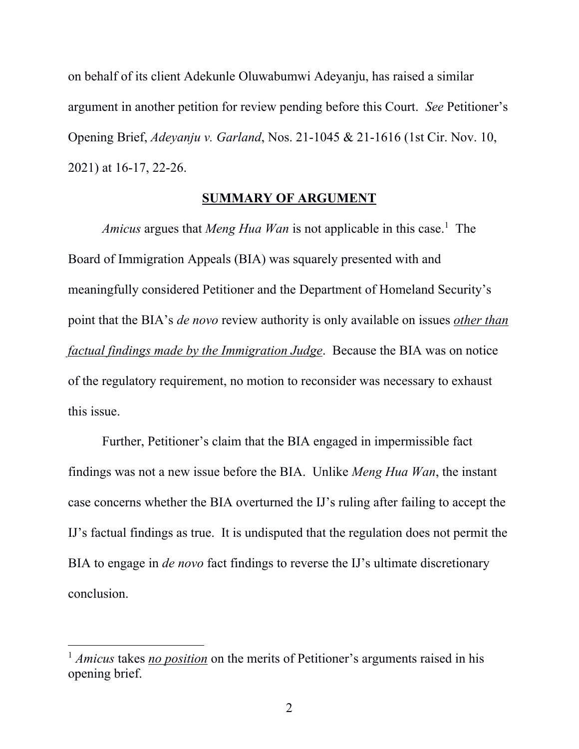on behalf of its client Adekunle Oluwabumwi Adeyanju, has raised a similar argument in another petition for review pending before this Court. *See* Petitioner's Opening Brief, *Adeyanju v. Garland*, Nos. 21-1045 & 21-1616 (1st Cir. Nov. 10, 2021) at 16-17, 22-26.

## SUMMARY OF ARGUMENT

*Amicus* argues that *Meng Hua Wan* is not applicable in this case.[1] The Board of Immigration Appeals (BIA) was squarely presented with and meaningfully considered Petitioner and the Department of Homeland Security's point that the BIA's *de novo* review authority is only available on issues *other than factual findings made by the Immigration Judge*. Because the BIA was on notice of the regulatory requirement, no motion to reconsider was necessary to exhaust this issue.

Further, Petitioner's claim that the BIA engaged in impermissible fact findings was not a new issue before the BIA. Unlike *Meng Hua Wan*, the instant case concerns whether the BIA overturned the IJ's ruling after failing to accept the IJ's factual findings as true. It is undisputed that the regulation does not permit the BIA to engage in *de novo* fact findings to reverse the IJ's ultimate discretionary conclusion.

---

[1] *Amicus* takes *no position* on the merits of Petitioner's arguments raised in his opening brief.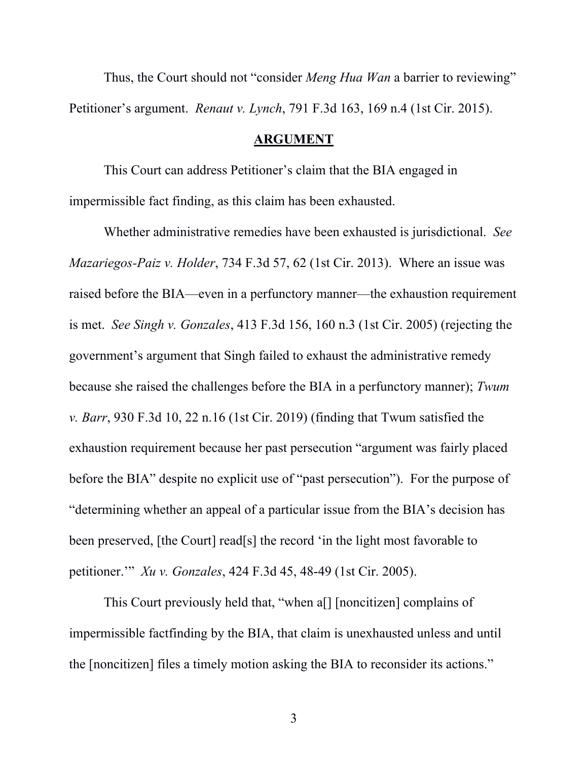Thus, the Court should not "consider *Meng Hua Wan* a barrier to reviewing" Petitioner's argument. *Renaut v. Lynch*, 791 F.3d 163, 169 n.4 (1st Cir. 2015).

## ARGUMENT

This Court can address Petitioner's claim that the BIA engaged in impermissible fact finding, as this claim has been exhausted.

Whether administrative remedies have been exhausted is jurisdictional. *See Mazariegos-Paiz v. Holder*, 734 F.3d 57, 62 (1st Cir. 2013). Where an issue was raised before the BIA—even in a perfunctory manner—the exhaustion requirement is met. *See Singh v. Gonzales*, 413 F.3d 156, 160 n.3 (1st Cir. 2005) (rejecting the government's argument that Singh failed to exhaust the administrative remedy because she raised the challenges before the BIA in a perfunctory manner); *Twum v. Barr*, 930 F.3d 10, 22 n.16 (1st Cir. 2019) (finding that Twum satisfied the exhaustion requirement because her past persecution "argument was fairly placed before the BIA" despite no explicit use of "past persecution"). For the purpose of "determining whether an appeal of a particular issue from the BIA's decision has been preserved, [the Court] read[s] the record 'in the light most favorable to petitioner.'" *Xu v. Gonzales*, 424 F.3d 45, 48-49 (1st Cir. 2005).

This Court previously held that, "when a[] [noncitizen] complains of impermissible factfinding by the BIA, that claim is unexhausted unless and until the [noncitizen] files a timely motion asking the BIA to reconsider its actions."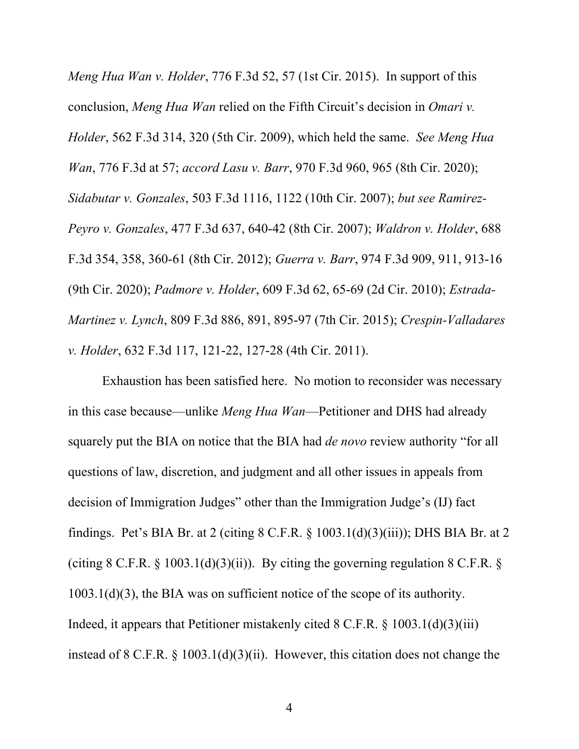*Meng Hua Wan v. Holder*, 776 F.3d 52, 57 (1st Cir. 2015). In support of this conclusion, *Meng Hua Wan* relied on the Fifth Circuit's decision in *Omari v. Holder*, 562 F.3d 314, 320 (5th Cir. 2009), which held the same. *See Meng Hua Wan*, 776 F.3d at 57; *accord Lasu v. Barr*, 970 F.3d 960, 965 (8th Cir. 2020); *Sidabutar v. Gonzales*, 503 F.3d 1116, 1122 (10th Cir. 2007); *but see Ramirez-Peyro v. Gonzales*, 477 F.3d 637, 640-42 (8th Cir. 2007); *Waldron v. Holder*, 688 F.3d 354, 358, 360-61 (8th Cir. 2012); *Guerra v. Barr*, 974 F.3d 909, 911, 913-16 (9th Cir. 2020); *Padmore v. Holder*, 609 F.3d 62, 65-69 (2d Cir. 2010); *Estrada-Martinez v. Lynch*, 809 F.3d 886, 891, 895-97 (7th Cir. 2015); *Crespin-Valladares v. Holder*, 632 F.3d 117, 121-22, 127-28 (4th Cir. 2011).

Exhaustion has been satisfied here. No motion to reconsider was necessary in this case because—unlike *Meng Hua Wan*—Petitioner and DHS had already squarely put the BIA on notice that the BIA had *de novo* review authority "for all questions of law, discretion, and judgment and all other issues in appeals from decision of Immigration Judges" other than the Immigration Judge's (IJ) fact findings. Pet's BIA Br. at 2 (citing 8 C.F.R. § 1003.1(d)(3)(iii)); DHS BIA Br. at 2 (citing 8 C.F.R. § 1003.1(d)(3)(ii)). By citing the governing regulation 8 C.F.R. § 1003.1(d)(3), the BIA was on sufficient notice of the scope of its authority. Indeed, it appears that Petitioner mistakenly cited 8 C.F.R. § 1003.1(d)(3)(iii) instead of 8 C.F.R. § 1003.1(d)(3)(ii). However, this citation does not change the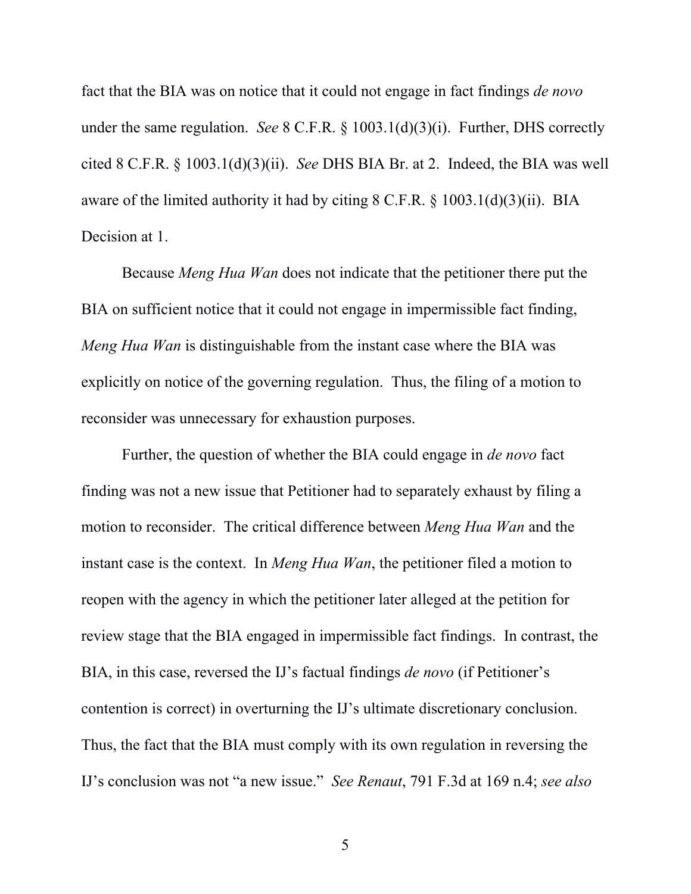fact that the BIA was on notice that it could not engage in fact findings *de novo* under the same regulation. *See* 8 C.F.R. § 1003.1(d)(3)(i). Further, DHS correctly cited 8 C.F.R. § 1003.1(d)(3)(ii). *See* DHS BIA Br. at 2. Indeed, the BIA was well aware of the limited authority it had by citing 8 C.F.R. § 1003.1(d)(3)(ii). BIA Decision at 1.

Because *Meng Hua Wan* does not indicate that the petitioner there put the BIA on sufficient notice that it could not engage in impermissible fact finding, *Meng Hua Wan* is distinguishable from the instant case where the BIA was explicitly on notice of the governing regulation. Thus, the filing of a motion to reconsider was unnecessary for exhaustion purposes.

Further, the question of whether the BIA could engage in *de novo* fact finding was not a new issue that Petitioner had to separately exhaust by filing a motion to reconsider. The critical difference between *Meng Hua Wan* and the instant case is the context. In *Meng Hua Wan*, the petitioner filed a motion to reopen with the agency in which the petitioner later alleged at the petition for review stage that the BIA engaged in impermissible fact findings. In contrast, the BIA, in this case, reversed the IJ's factual findings *de novo* (if Petitioner's contention is correct) in overturning the IJ's ultimate discretionary conclusion. Thus, the fact that the BIA must comply with its own regulation in reversing the IJ's conclusion was not "a new issue." *See Renaut*, 791 F.3d at 169 n.4; *see also*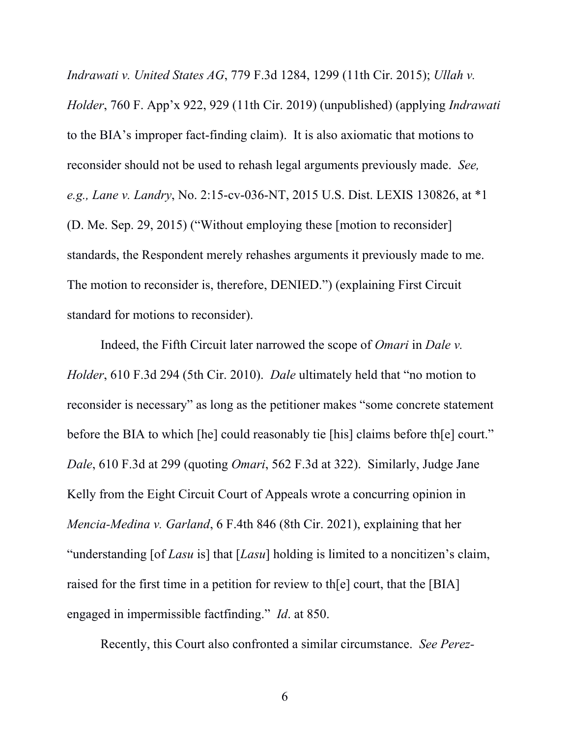*Indrawati v. United States AG*, 779 F.3d 1284, 1299 (11th Cir. 2015); *Ullah v. Holder*, 760 F. App'x 922, 929 (11th Cir. 2019) (unpublished) (applying *Indrawati* to the BIA's improper fact-finding claim). It is also axiomatic that motions to reconsider should not be used to rehash legal arguments previously made. *See, e.g., Lane v. Landry*, No. 2:15-cv-036-NT, 2015 U.S. Dist. LEXIS 130826, at *1 (D. Me. Sep. 29, 2015) ("Without employing these [motion to reconsider] standards, the Respondent merely rehashes arguments it previously made to me. The motion to reconsider is, therefore, DENIED.") (explaining First Circuit standard for motions to reconsider).

Indeed, the Fifth Circuit later narrowed the scope of *Omari* in *Dale v. Holder*, 610 F.3d 294 (5th Cir. 2010). *Dale* ultimately held that "no motion to reconsider is necessary" as long as the petitioner makes "some concrete statement before the BIA to which [he] could reasonably tie [his] claims before th[e] court." *Dale*, 610 F.3d at 299 (quoting *Omari*, 562 F.3d at 322). Similarly, Judge Jane Kelly from the Eight Circuit Court of Appeals wrote a concurring opinion in *Mencia-Medina v. Garland*, 6 F.4th 846 (8th Cir. 2021), explaining that her "understanding [of *Lasu* is] that [*Lasu*] holding is limited to a noncitizen's claim, raised for the first time in a petition for review to th[e] court, that the [BIA] engaged in impermissible factfinding." *Id*. at 850.

Recently, this Court also confronted a similar circumstance. *See Perez-*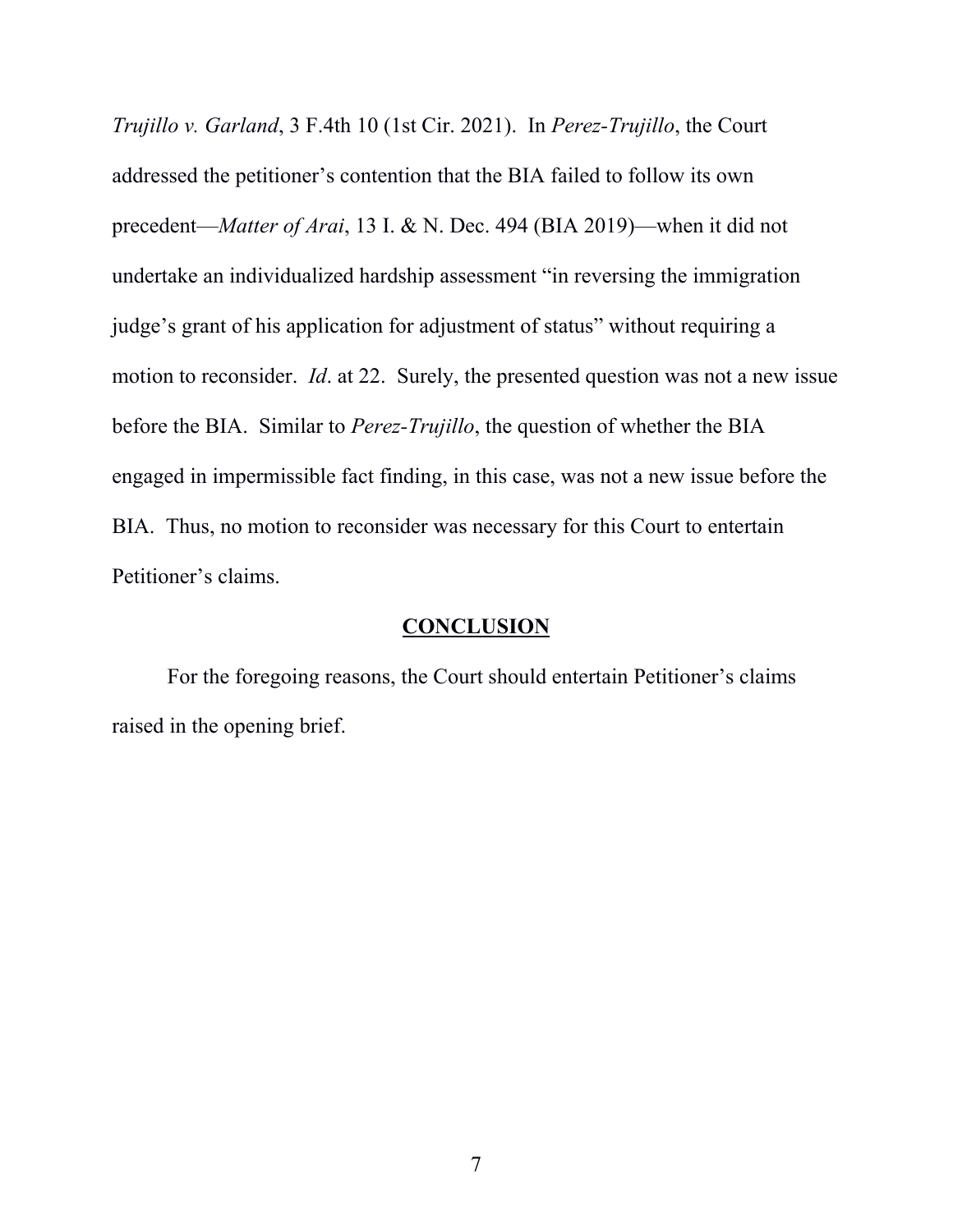*Trujillo v. Garland*, 3 F.4th 10 (1st Cir. 2021). In *Perez-Trujillo*, the Court addressed the petitioner's contention that the BIA failed to follow its own precedent—*Matter of Arai*, 13 I. & N. Dec. 494 (BIA 2019)—when it did not undertake an individualized hardship assessment "in reversing the immigration judge's grant of his application for adjustment of status" without requiring a motion to reconsider. *Id*. at 22. Surely, the presented question was not a new issue before the BIA. Similar to *Perez-Trujillo*, the question of whether the BIA engaged in impermissible fact finding, in this case, was not a new issue before the BIA. Thus, no motion to reconsider was necessary for this Court to entertain Petitioner's claims.

## CONCLUSION

For the foregoing reasons, the Court should entertain Petitioner's claims raised in the opening brief.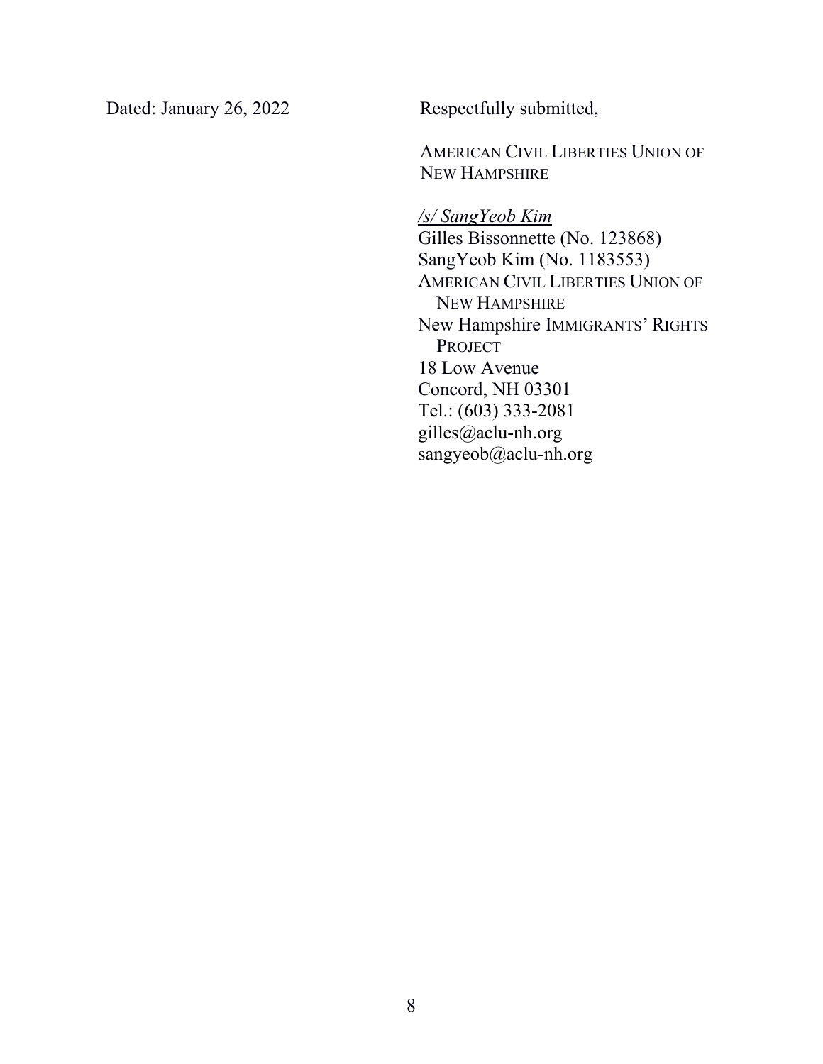Dated: January 26, 2022

Respectfully submitted,

AMERICAN CIVIL LIBERTIES UNION OF NEW HAMPSHIRE

*/s/ SangYeob Kim*
Gilles Bissonnette (No. 123868)
SangYeob Kim (No. 1183553)
AMERICAN CIVIL LIBERTIES UNION OF NEW HAMPSHIRE
New Hampshire IMMIGRANTS' RIGHTS PROJECT
18 Low Avenue
Concord, NH 03301
Tel.: (603) 333-2081
gilles@aclu-nh.org
sangyeob@aclu-nh.org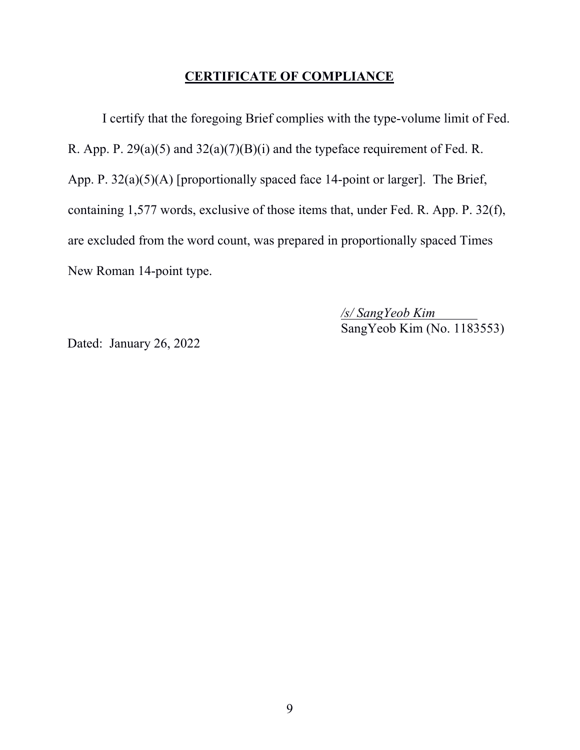## CERTIFICATE OF COMPLIANCE

I certify that the foregoing Brief complies with the type-volume limit of Fed. R. App. P. 29(a)(5) and 32(a)(7)(B)(i) and the typeface requirement of Fed. R. App. P. 32(a)(5)(A) [proportionally spaced face 14-point or larger]. The Brief, containing 1,577 words, exclusive of those items that, under Fed. R. App. P. 32(f), are excluded from the word count, was prepared in proportionally spaced Times New Roman 14-point type.

*/s/ SangYeob Kim*
SangYeob Kim (No. 1183553)

Dated: January 26, 2022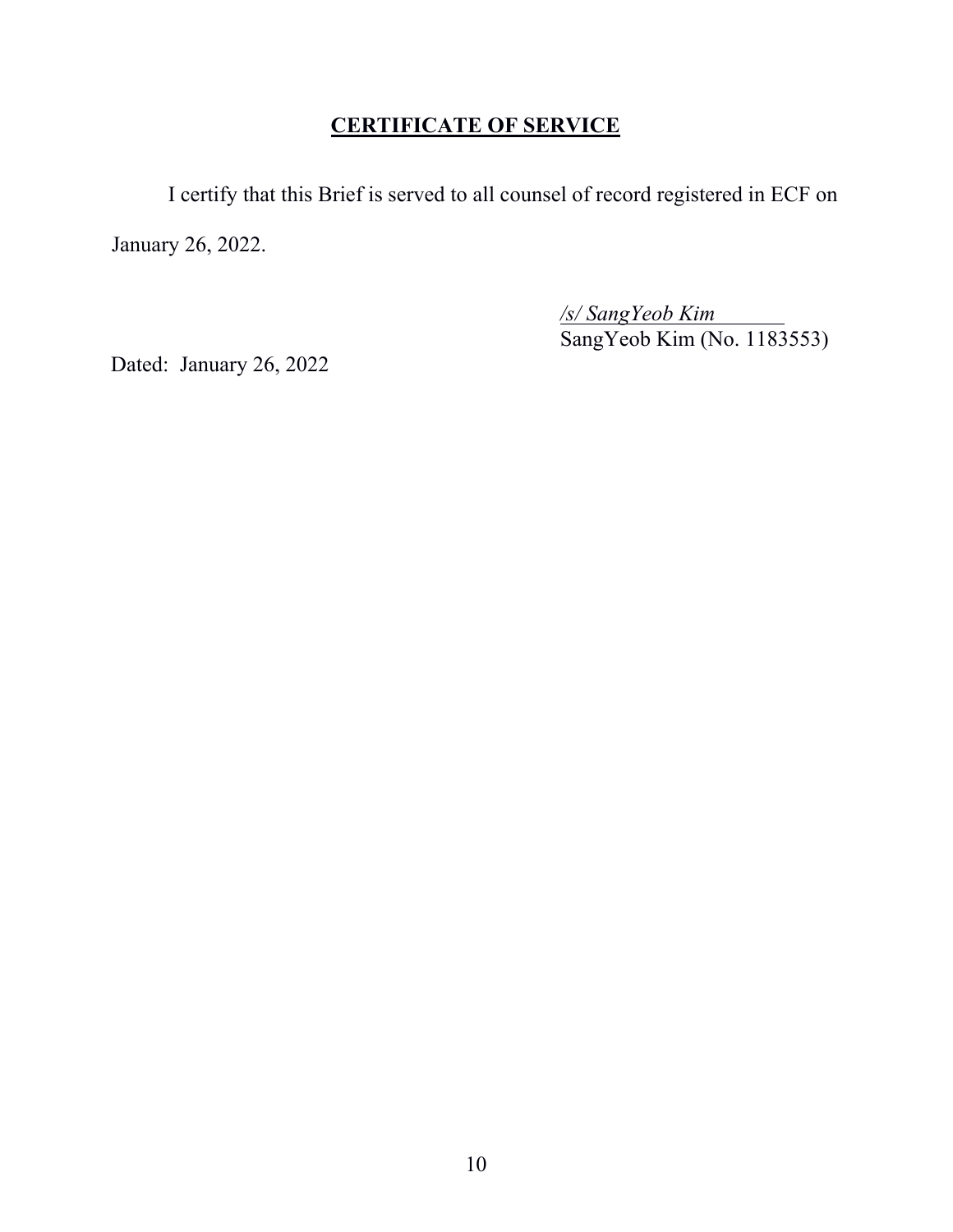## **CERTIFICATE OF SERVICE**

I certify that this Brief is served to all counsel of record registered in ECF on January 26, 2022.

*/s/ SangYeob Kim*
SangYeob Kim (No. 1183553)

Dated: January 26, 2022